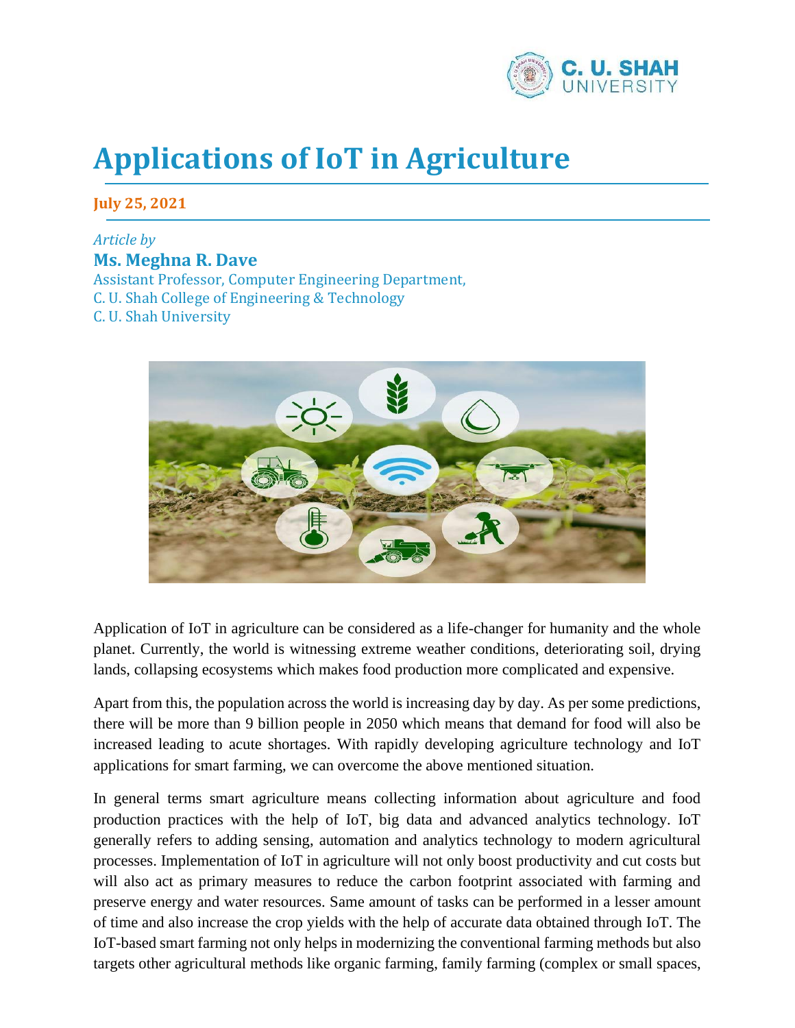# Applications of IoT in Agriculture

**July 25, 2021**

*Article by*

**Ms. Meghna R. Dave**

Assistant Professor, Computer Engineering Department,
C. U. Shah College of Engineering & Technology
C. U. Shah University

Application of IoT in agriculture can be considered as a life-changer for humanity and the whole planet. Currently, the world is witnessing extreme weather conditions, deteriorating soil, drying lands, collapsing ecosystems which makes food production more complicated and expensive.

Apart from this, the population across the world is increasing day by day. As per some predictions, there will be more than 9 billion people in 2050 which means that demand for food will also be increased leading to acute shortages. With rapidly developing agriculture technology and IoT applications for smart farming, we can overcome the above mentioned situation.

In general terms smart agriculture means collecting information about agriculture and food production practices with the help of IoT, big data and advanced analytics technology. IoT generally refers to adding sensing, automation and analytics technology to modern agricultural processes. Implementation of IoT in agriculture will not only boost productivity and cut costs but will also act as primary measures to reduce the carbon footprint associated with farming and preserve energy and water resources. Same amount of tasks can be performed in a lesser amount of time and also increase the crop yields with the help of accurate data obtained through IoT. The IoT-based smart farming not only helps in modernizing the conventional farming methods but also targets other agricultural methods like organic farming, family farming (complex or small spaces,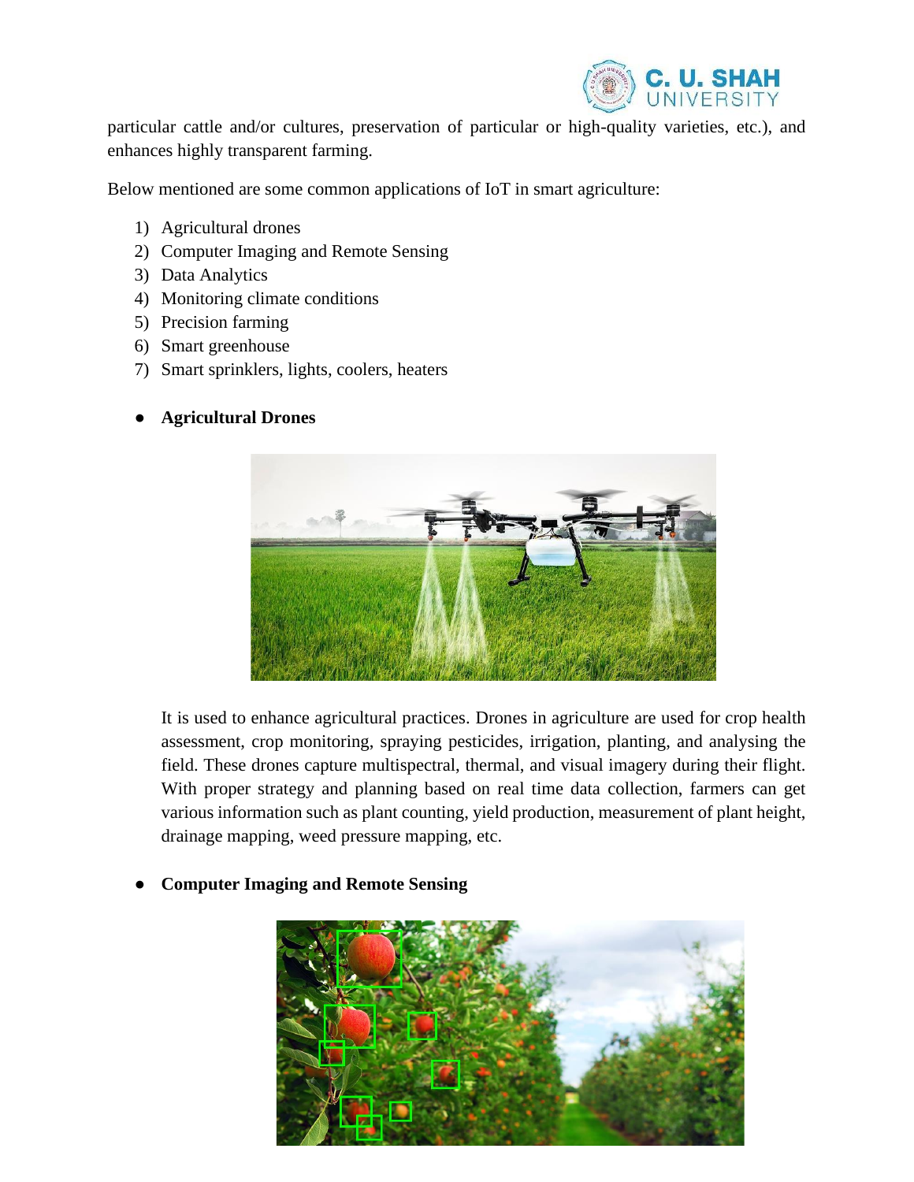particular cattle and/or cultures, preservation of particular or high-quality varieties, etc.), and enhances highly transparent farming.

Below mentioned are some common applications of IoT in smart agriculture:

1) Agricultural drones
2) Computer Imaging and Remote Sensing
3) Data Analytics
4) Monitoring climate conditions
5) Precision farming
6) Smart greenhouse
7) Smart sprinklers, lights, coolers, heaters

- **Agricultural Drones**

It is used to enhance agricultural practices. Drones in agriculture are used for crop health assessment, crop monitoring, spraying pesticides, irrigation, planting, and analysing the field. These drones capture multispectral, thermal, and visual imagery during their flight. With proper strategy and planning based on real time data collection, farmers can get various information such as plant counting, yield production, measurement of plant height, drainage mapping, weed pressure mapping, etc.

- **Computer Imaging and Remote Sensing**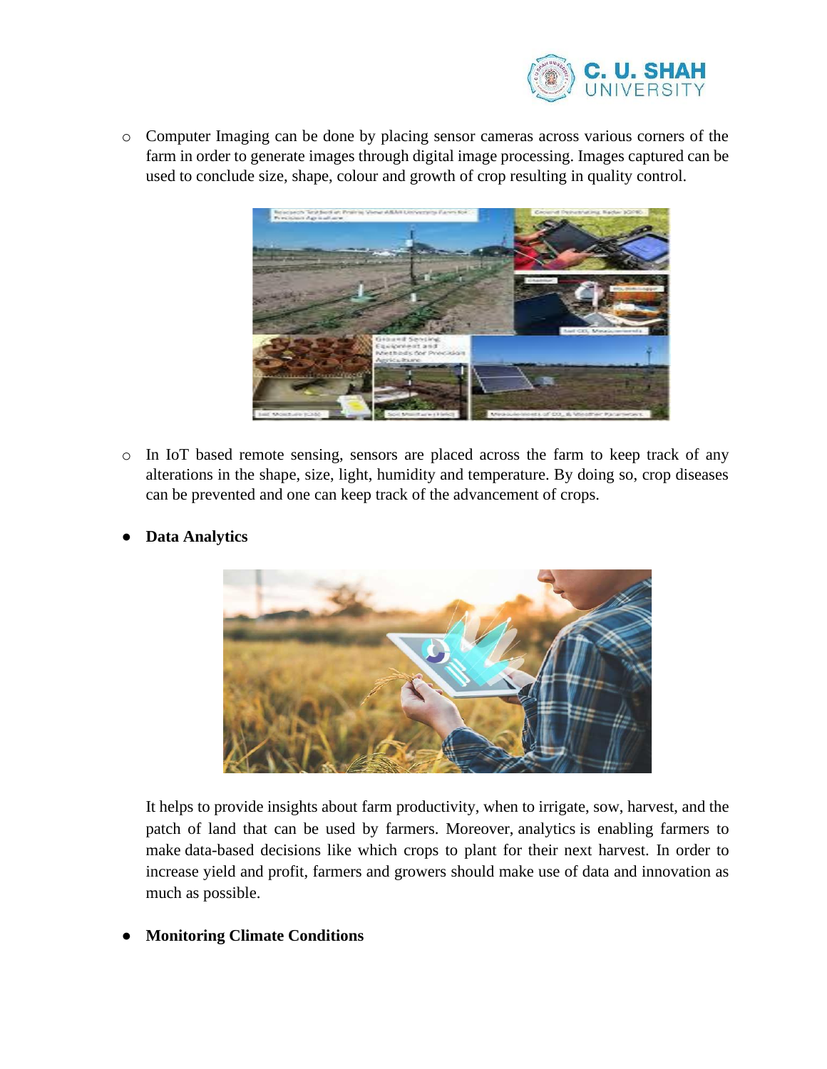- Computer Imaging can be done by placing sensor cameras across various corners of the farm in order to generate images through digital image processing. Images captured can be used to conclude size, shape, colour and growth of crop resulting in quality control.

- In IoT based remote sensing, sensors are placed across the farm to keep track of any alterations in the shape, size, light, humidity and temperature. By doing so, crop diseases can be prevented and one can keep track of the advancement of crops.

- **Data Analytics**

  It helps to provide insights about farm productivity, when to irrigate, sow, harvest, and the patch of land that can be used by farmers. Moreover, analytics is enabling farmers to make data-based decisions like which crops to plant for their next harvest. In order to increase yield and profit, farmers and growers should make use of data and innovation as much as possible.

- **Monitoring Climate Conditions**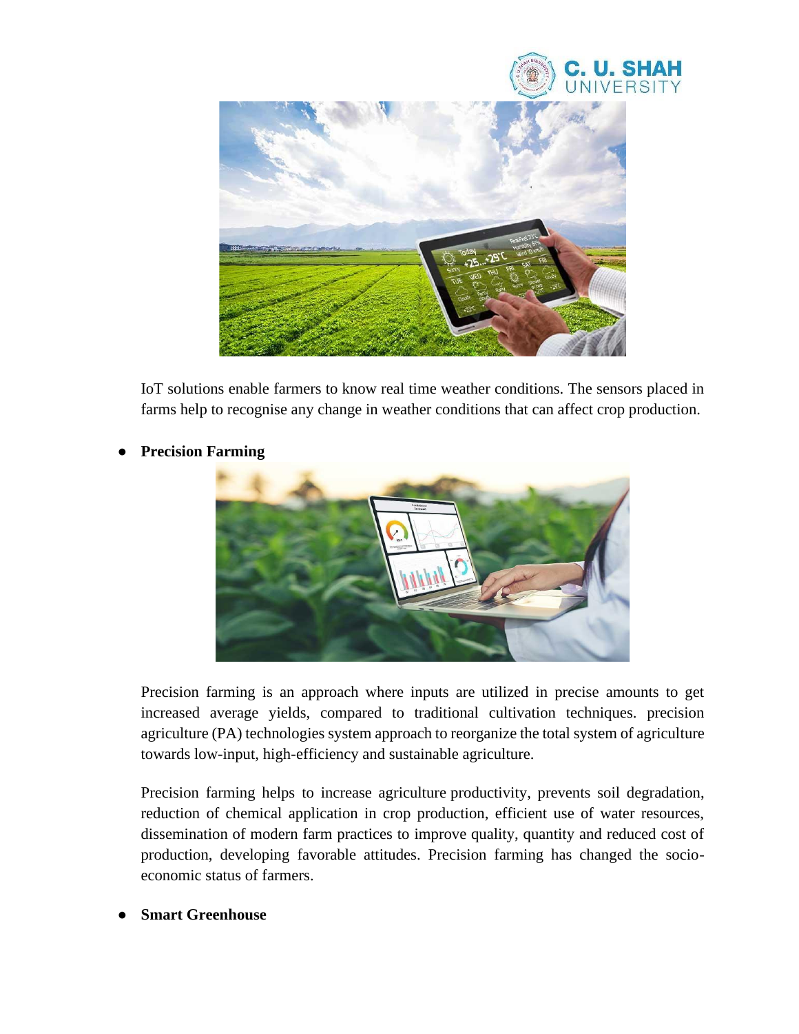IoT solutions enable farmers to know real time weather conditions. The sensors placed in farms help to recognise any change in weather conditions that can affect crop production.

- **Precision Farming**

Precision farming is an approach where inputs are utilized in precise amounts to get increased average yields, compared to traditional cultivation techniques. precision agriculture (PA) technologies system approach to reorganize the total system of agriculture towards low-input, high-efficiency and sustainable agriculture.

Precision farming helps to increase agriculture productivity, prevents soil degradation, reduction of chemical application in crop production, efficient use of water resources, dissemination of modern farm practices to improve quality, quantity and reduced cost of production, developing favorable attitudes. Precision farming has changed the socio-economic status of farmers.

- **Smart Greenhouse**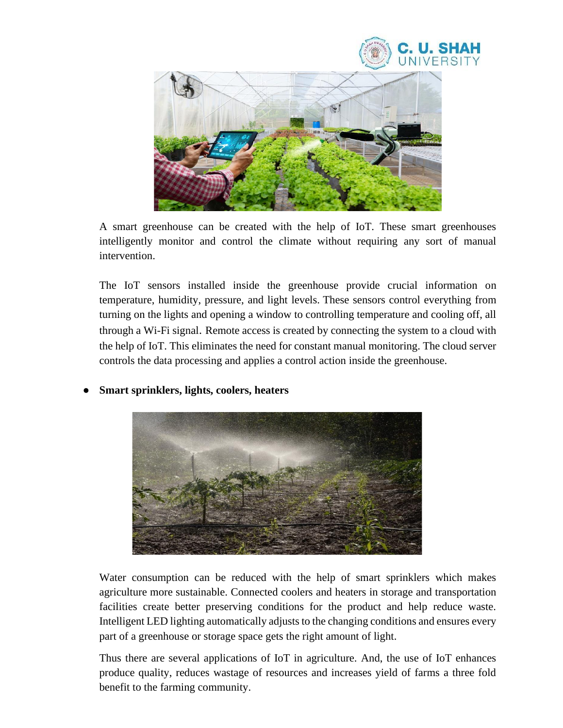A smart greenhouse can be created with the help of IoT. These smart greenhouses intelligently monitor and control the climate without requiring any sort of manual intervention.

The IoT sensors installed inside the greenhouse provide crucial information on temperature, humidity, pressure, and light levels. These sensors control everything from turning on the lights and opening a window to controlling temperature and cooling off, all through a Wi-Fi signal. Remote access is created by connecting the system to a cloud with the help of IoT. This eliminates the need for constant manual monitoring. The cloud server controls the data processing and applies a control action inside the greenhouse.

- **Smart sprinklers, lights, coolers, heaters**

Water consumption can be reduced with the help of smart sprinklers which makes agriculture more sustainable. Connected coolers and heaters in storage and transportation facilities create better preserving conditions for the product and help reduce waste. Intelligent LED lighting automatically adjusts to the changing conditions and ensures every part of a greenhouse or storage space gets the right amount of light.

Thus there are several applications of IoT in agriculture. And, the use of IoT enhances produce quality, reduces wastage of resources and increases yield of farms a three fold benefit to the farming community.